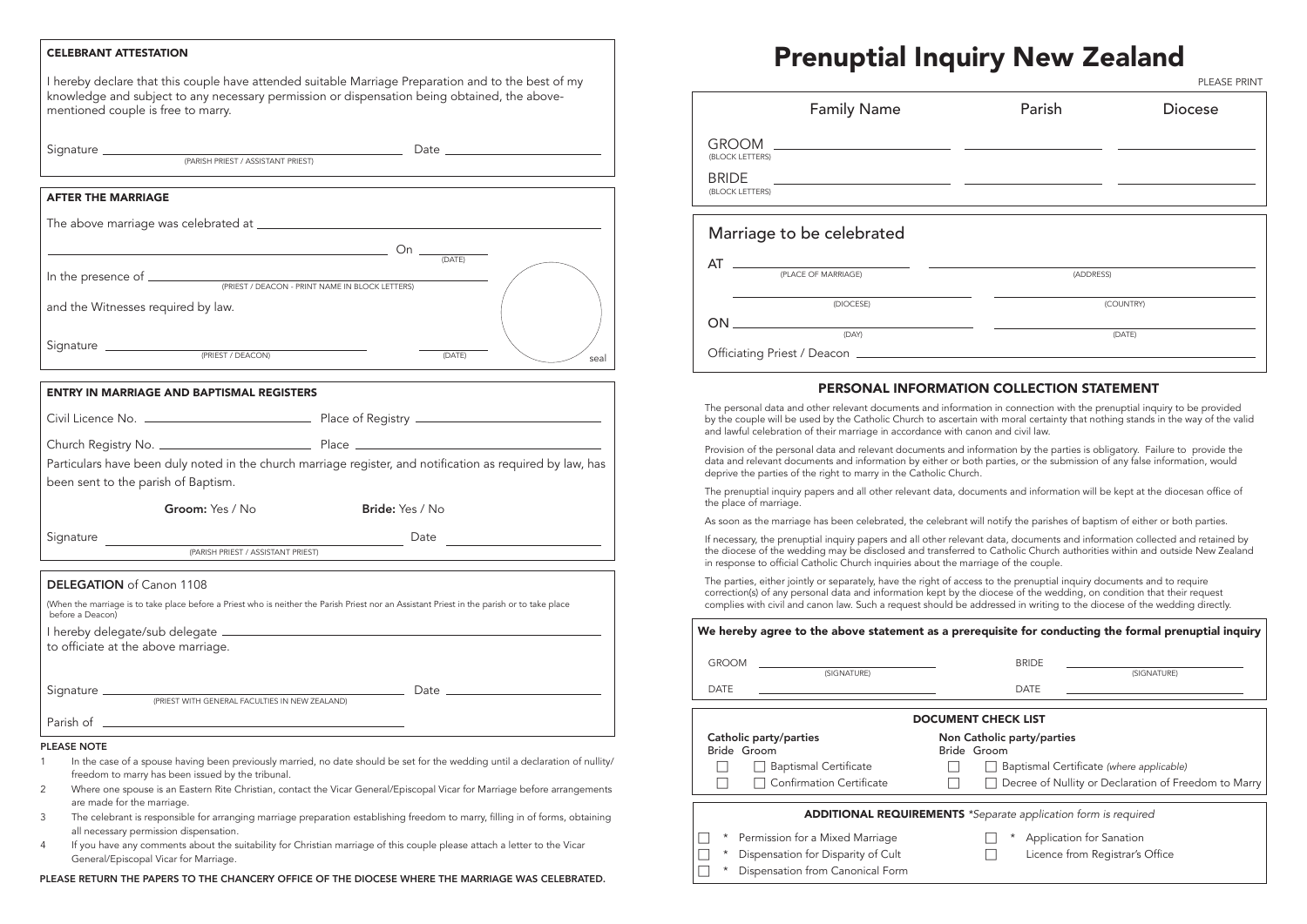### CELEBRANT ATTESTATION

I hereby declare that this couple have attended suitable Marriage Preparation and to the best of my knowledge and subject to any necessary permission or dispensation being obtained, the above-mentioned couple is free to marry.

Signature ______________________ (PARISH PRIEST / ASSISTANT PRIEST) Date ______________________

### AFTER THE MARRIAGE

The above marriage was celebrated at ______________________

______________________ On ______ (DATE)

In the presence of ______________________ (PRIEST / DEACON - PRINT NAME IN BLOCK LETTERS)

and the Witnesses required by law.

Signature ______________________ (PRIEST / DEACON) ______ (DATE)

seal

### ENTRY IN MARRIAGE AND BAPTISMAL REGISTERS

Civil Licence No. ______________ Place of Registry ______________

Church Registry No. ______________ Place ______________

Particulars have been duly noted in the church marriage register, and notification as required by law, has been sent to the parish of Baptism.

**Groom:** Yes / No **Bride:** Yes / No

Signature ______________________ (PARISH PRIEST / ASSISTANT PRIEST) Date ______________________

### DELEGATION of Canon 1108

(When the marriage is to take place before a Priest who is neither the Parish Priest nor an Assistant Priest in the parish or to take place before a Deacon)

I hereby delegate/sub delegate ______________________

to officiate at the above marriage.

Signature ______________________ (PRIEST WITH GENERAL FACULTIES IN NEW ZEALAND) Date ______________________

Parish of ______________________

**PLEASE NOTE**

1. In the case of a spouse having been previously married, no date should be set for the wedding until a declaration of nullity/freedom to marry has been issued by the tribunal.
2. Where one spouse is an Eastern Rite Christian, contact the Vicar General/Episcopal Vicar for Marriage before arrangements are made for the marriage.
3. The celebrant is responsible for arranging marriage preparation establishing freedom to marry, filling in of forms, obtaining all necessary permission dispensation.
4. If you have any comments about the suitability for Christian marriage of this couple please attach a letter to the Vicar General/Episcopal Vicar for Marriage.

**PLEASE RETURN THE PAPERS TO THE CHANCERY OFFICE OF THE DIOCESE WHERE THE MARRIAGE WAS CELEBRATED.**

# Prenuptial Inquiry New Zealand

PLEASE PRINT

| | Family Name | Parish | Diocese |
|---|---|---|---|
| GROOM (BLOCK LETTERS) | | | |
| BRIDE (BLOCK LETTERS) | | | |

## Marriage to be celebrated

AT ______________ (PLACE OF MARRIAGE) ______________ (ADDRESS)

______________ (DIOCESE) ______________ (COUNTRY)

ON ______________ (DAY) ______________ (DATE)

Officiating Priest / Deacon ______________________

### PERSONAL INFORMATION COLLECTION STATEMENT

The personal data and other relevant documents and information in connection with the prenuptial inquiry to be provided by the couple will be used by the Catholic Church to ascertain with moral certainty that nothing stands in the way of the valid and lawful celebration of their marriage in accordance with canon and civil law.

Provision of the personal data and relevant documents and information by the parties is obligatory. Failure to provide the data and relevant documents and information by either or both parties, or the submission of any false information, would deprive the parties of the right to marry in the Catholic Church.

The prenuptial inquiry papers and all other relevant data, documents and information will be kept at the diocesan office of the place of marriage.

As soon as the marriage has been celebrated, the celebrant will notify the parishes of baptism of either or both parties.

If necessary, the prenuptial inquiry papers and all other relevant data, documents and information collected and retained by the diocese of the wedding may be disclosed and transferred to Catholic Church authorities within and outside New Zealand in response to official Catholic Church inquiries about the marriage of the couple.

The parties, either jointly or separately, have the right of access to the prenuptial inquiry documents and to require correction(s) of any personal data and information kept by the diocese of the wedding, on condition that their request complies with civil and canon law. Such a request should be addressed in writing to the diocese of the wedding directly.

**We hereby agree to the above statement as a prerequisite for conducting the formal prenuptial inquiry**

GROOM ______________ (SIGNATURE) BRIDE ______________ (SIGNATURE)

DATE ______________ DATE ______________

### DOCUMENT CHECK LIST

**Catholic party/parties**
Bride Groom
- ☐ ☐ Baptismal Certificate
- ☐ ☐ Confirmation Certificate

**Non Catholic party/parties**
Bride Groom
- ☐ ☐ Baptismal Certificate *(where applicable)*
- ☐ ☐ Decree of Nullity or Declaration of Freedom to Marry

### ADDITIONAL REQUIREMENTS *\*Separate application form is required*

- ☐ * Permission for a Mixed Marriage
- ☐ * Dispensation for Disparity of Cult
- ☐ * Dispensation from Canonical Form
- ☐ * Application for Sanation
- ☐ Licence from Registrar's Office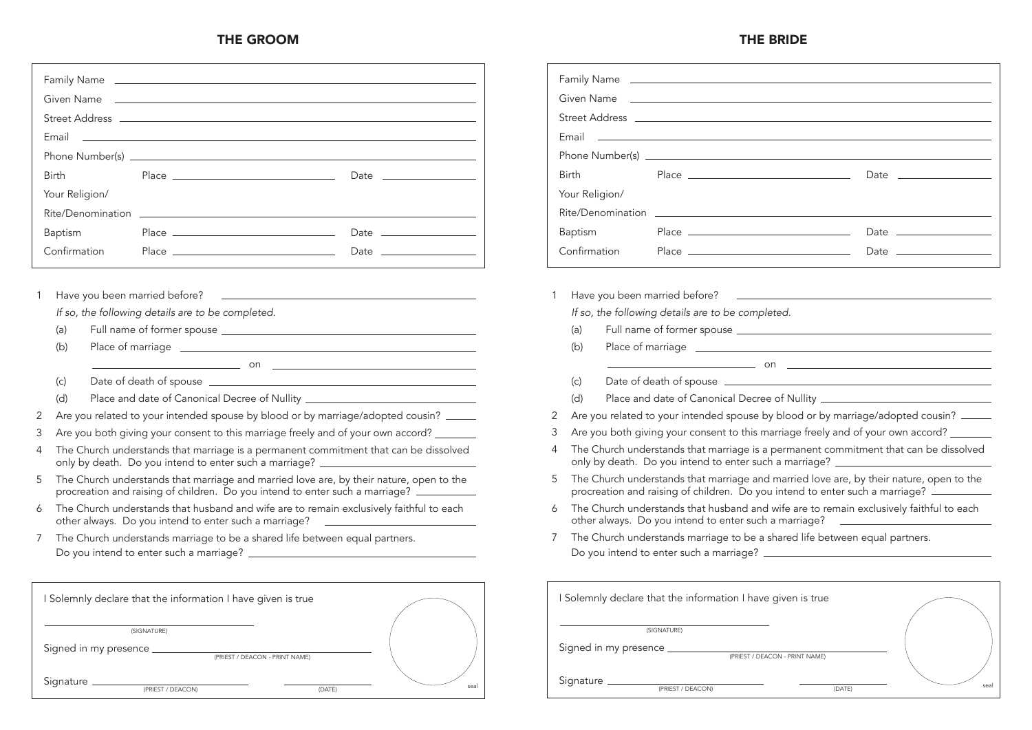## THE GROOM

Family Name \_\_\_\_\_\_\_\_\_\_\_\_\_\_\_\_\_\_\_\_\_\_\_\_\_\_\_\_\_\_\_\_\_\_\_\_\_\_\_\_

Given Name \_\_\_\_\_\_\_\_\_\_\_\_\_\_\_\_\_\_\_\_\_\_\_\_\_\_\_\_\_\_\_\_\_\_\_\_\_\_\_\_

Street Address \_\_\_\_\_\_\_\_\_\_\_\_\_\_\_\_\_\_\_\_\_\_\_\_\_\_\_\_\_\_\_\_\_\_\_\_\_\_\_\_

Email \_\_\_\_\_\_\_\_\_\_\_\_\_\_\_\_\_\_\_\_\_\_\_\_\_\_\_\_\_\_\_\_\_\_\_\_\_\_\_\_

Phone Number(s) \_\_\_\_\_\_\_\_\_\_\_\_\_\_\_\_\_\_\_\_\_\_\_\_\_\_\_\_\_\_\_\_\_\_\_\_\_\_\_\_

Birth Place \_\_\_\_\_\_\_\_\_\_\_\_\_\_\_\_\_\_\_\_ Date \_\_\_\_\_\_\_\_\_\_\_\_

Your Religion/
Rite/Denomination \_\_\_\_\_\_\_\_\_\_\_\_\_\_\_\_\_\_\_\_\_\_\_\_\_\_\_\_\_\_\_\_\_\_\_\_\_\_\_\_

Baptism Place \_\_\_\_\_\_\_\_\_\_\_\_\_\_\_\_\_\_\_\_ Date \_\_\_\_\_\_\_\_\_\_\_\_

Confirmation Place \_\_\_\_\_\_\_\_\_\_\_\_\_\_\_\_\_\_\_\_ Date \_\_\_\_\_\_\_\_\_\_\_\_

1. Have you been married before? \_\_\_\_\_\_\_\_\_\_\_\_\_\_\_\_\_\_\_\_

   *If so, the following details are to be completed.*

   (a) Full name of former spouse \_\_\_\_\_\_\_\_\_\_\_\_\_\_\_\_\_\_\_\_

   (b) Place of marriage \_\_\_\_\_\_\_\_\_\_\_\_\_\_\_\_\_\_\_\_

   \_\_\_\_\_\_\_\_\_\_\_\_\_\_\_\_\_\_\_\_ on \_\_\_\_\_\_\_\_\_\_\_\_\_\_\_\_\_\_\_\_

   (c) Date of death of spouse \_\_\_\_\_\_\_\_\_\_\_\_\_\_\_\_\_\_\_\_

   (d) Place and date of Canonical Decree of Nullity \_\_\_\_\_\_\_\_\_\_\_\_\_\_\_\_\_\_\_\_

2. Are you related to your intended spouse by blood or by marriage/adopted cousin? \_\_\_\_\_\_
3. Are you both giving your consent to this marriage freely and of your own accord? \_\_\_\_\_\_
4. The Church understands that marriage is a permanent commitment that can be dissolved only by death. Do you intend to enter such a marriage? \_\_\_\_\_\_
5. The Church understands that marriage and married love are, by their nature, open to the procreation and raising of children. Do you intend to enter such a marriage? \_\_\_\_\_\_
6. The Church understands that husband and wife are to remain exclusively faithful to each other always. Do you intend to enter such a marriage? \_\_\_\_\_\_
7. The Church understands marriage to be a shared life between equal partners. Do you intend to enter such a marriage? \_\_\_\_\_\_

I Solemnly declare that the information I have given is true

\_\_\_\_\_\_\_\_\_\_\_\_\_\_\_\_\_\_\_\_
(SIGNATURE)

Signed in my presence \_\_\_\_\_\_\_\_\_\_\_\_\_\_\_\_\_\_\_\_
(PRIEST / DEACON - PRINT NAME)

Signature \_\_\_\_\_\_\_\_\_\_\_\_\_\_\_\_\_\_\_\_ (PRIEST / DEACON) \_\_\_\_\_\_\_\_\_\_ (DATE)

seal

## THE BRIDE

Family Name \_\_\_\_\_\_\_\_\_\_\_\_\_\_\_\_\_\_\_\_\_\_\_\_\_\_\_\_\_\_\_\_\_\_\_\_\_\_\_\_

Given Name \_\_\_\_\_\_\_\_\_\_\_\_\_\_\_\_\_\_\_\_\_\_\_\_\_\_\_\_\_\_\_\_\_\_\_\_\_\_\_\_

Street Address \_\_\_\_\_\_\_\_\_\_\_\_\_\_\_\_\_\_\_\_\_\_\_\_\_\_\_\_\_\_\_\_\_\_\_\_\_\_\_\_

Email \_\_\_\_\_\_\_\_\_\_\_\_\_\_\_\_\_\_\_\_\_\_\_\_\_\_\_\_\_\_\_\_\_\_\_\_\_\_\_\_

Phone Number(s) \_\_\_\_\_\_\_\_\_\_\_\_\_\_\_\_\_\_\_\_\_\_\_\_\_\_\_\_\_\_\_\_\_\_\_\_\_\_\_\_

Birth Place \_\_\_\_\_\_\_\_\_\_\_\_\_\_\_\_\_\_\_\_ Date \_\_\_\_\_\_\_\_\_\_\_\_

Your Religion/
Rite/Denomination \_\_\_\_\_\_\_\_\_\_\_\_\_\_\_\_\_\_\_\_\_\_\_\_\_\_\_\_\_\_\_\_\_\_\_\_\_\_\_\_

Baptism Place \_\_\_\_\_\_\_\_\_\_\_\_\_\_\_\_\_\_\_\_ Date \_\_\_\_\_\_\_\_\_\_\_\_

Confirmation Place \_\_\_\_\_\_\_\_\_\_\_\_\_\_\_\_\_\_\_\_ Date \_\_\_\_\_\_\_\_\_\_\_\_

1. Have you been married before? \_\_\_\_\_\_\_\_\_\_\_\_\_\_\_\_\_\_\_\_

   *If so, the following details are to be completed.*

   (a) Full name of former spouse \_\_\_\_\_\_\_\_\_\_\_\_\_\_\_\_\_\_\_\_

   (b) Place of marriage \_\_\_\_\_\_\_\_\_\_\_\_\_\_\_\_\_\_\_\_

   \_\_\_\_\_\_\_\_\_\_\_\_\_\_\_\_\_\_\_\_ on \_\_\_\_\_\_\_\_\_\_\_\_\_\_\_\_\_\_\_\_

   (c) Date of death of spouse \_\_\_\_\_\_\_\_\_\_\_\_\_\_\_\_\_\_\_\_

   (d) Place and date of Canonical Decree of Nullity \_\_\_\_\_\_\_\_\_\_\_\_\_\_\_\_\_\_\_\_

2. Are you related to your intended spouse by blood or by marriage/adopted cousin? \_\_\_\_\_\_
3. Are you both giving your consent to this marriage freely and of your own accord? \_\_\_\_\_\_
4. The Church understands that marriage is a permanent commitment that can be dissolved only by death. Do you intend to enter such a marriage? \_\_\_\_\_\_
5. The Church understands that marriage and married love are, by their nature, open to the procreation and raising of children. Do you intend to enter such a marriage? \_\_\_\_\_\_
6. The Church understands that husband and wife are to remain exclusively faithful to each other always. Do you intend to enter such a marriage? \_\_\_\_\_\_
7. The Church understands marriage to be a shared life between equal partners. Do you intend to enter such a marriage? \_\_\_\_\_\_

I Solemnly declare that the information I have given is true

\_\_\_\_\_\_\_\_\_\_\_\_\_\_\_\_\_\_\_\_
(SIGNATURE)

Signed in my presence \_\_\_\_\_\_\_\_\_\_\_\_\_\_\_\_\_\_\_\_
(PRIEST / DEACON - PRINT NAME)

Signature \_\_\_\_\_\_\_\_\_\_\_\_\_\_\_\_\_\_\_\_ (PRIEST / DEACON) \_\_\_\_\_\_\_\_\_\_ (DATE)

seal